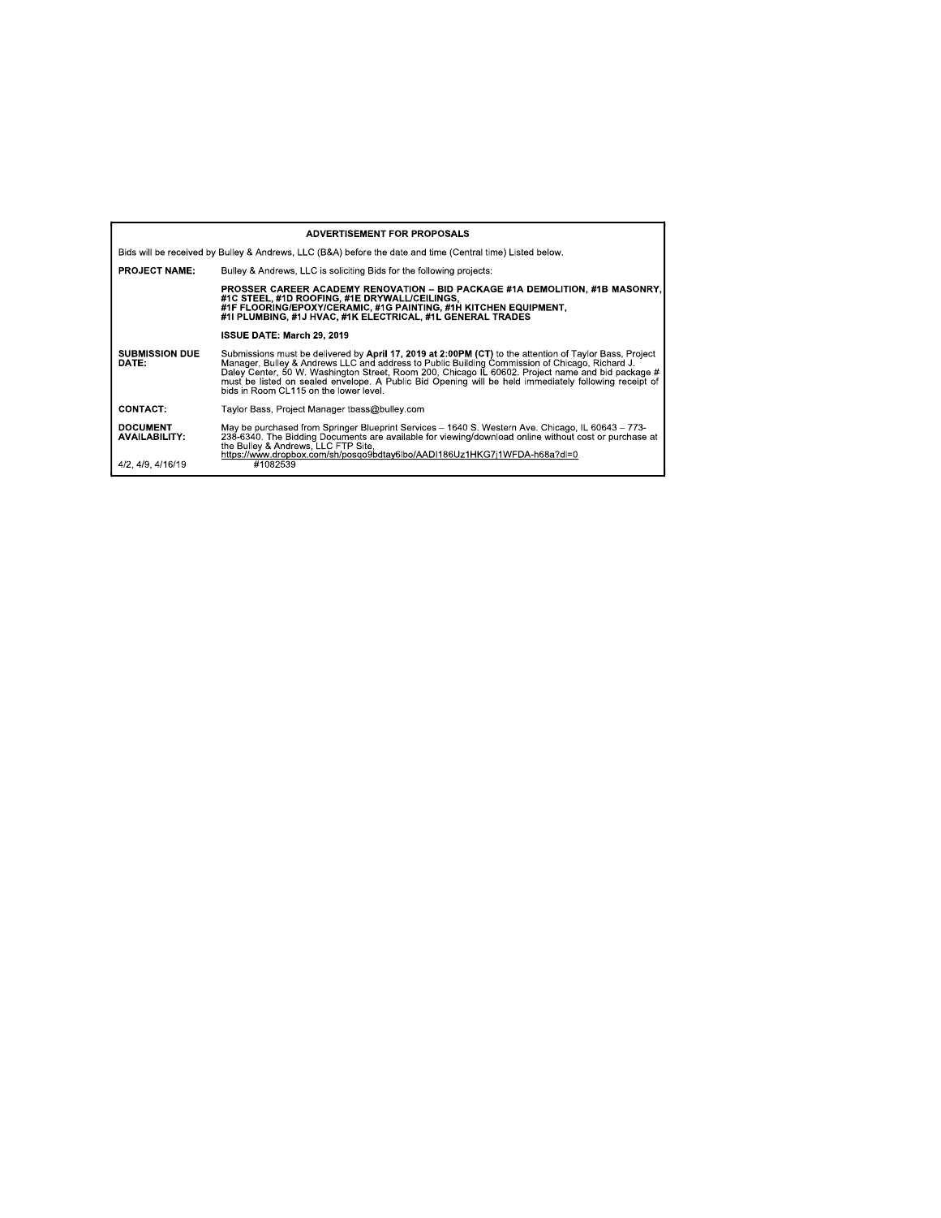## ADVERTISEMENT FOR PROPOSALS

Bids will be received by Bulley & Andrews, LLC (B&A) before the date and time (Central time) Listed below.

**PROJECT NAME:** Bulley & Andrews, LLC is soliciting Bids for the following projects:

**PROSSER CAREER ACADEMY RENOVATION – BID PACKAGE #1A DEMOLITION, #1B MASONRY, #1C STEEL, #1D ROOFING, #1E DRYWALL/CEILINGS, #1F FLOORING/EPOXY/CERAMIC, #1G PAINTING, #1H KITCHEN EQUIPMENT, #1I PLUMBING, #1J HVAC, #1K ELECTRICAL, #1L GENERAL TRADES**

**ISSUE DATE: March 29, 2019**

**SUBMISSION DUE DATE:** Submissions must be delivered by **April 17, 2019 at 2:00PM (CT)** to the attention of Taylor Bass, Project Manager, Bulley & Andrews LLC and address to Public Building Commission of Chicago, Richard J. Daley Center, 50 W. Washington Street, Room 200, Chicago IL 60602. Project name and bid package # must be listed on sealed envelope. A Public Bid Opening will be held immediately following receipt of bids in Room CL115 on the lower level.

**CONTACT:** Taylor Bass, Project Manager tbass@bulley.com

**DOCUMENT AVAILABILITY:** May be purchased from Springer Blueprint Services – 1640 S. Western Ave. Chicago, IL 60643 – 773-238-6340. The Bidding Documents are available for viewing/download online without cost or purchase at the Bulley & Andrews, LLC FTP Site, https://www.dropbox.com/sh/posqo9bdtay6lbo/AADI186Uz1HKG7j1WFDA-h68a?dl=0

4/2, 4/9, 4/16/19 #1082539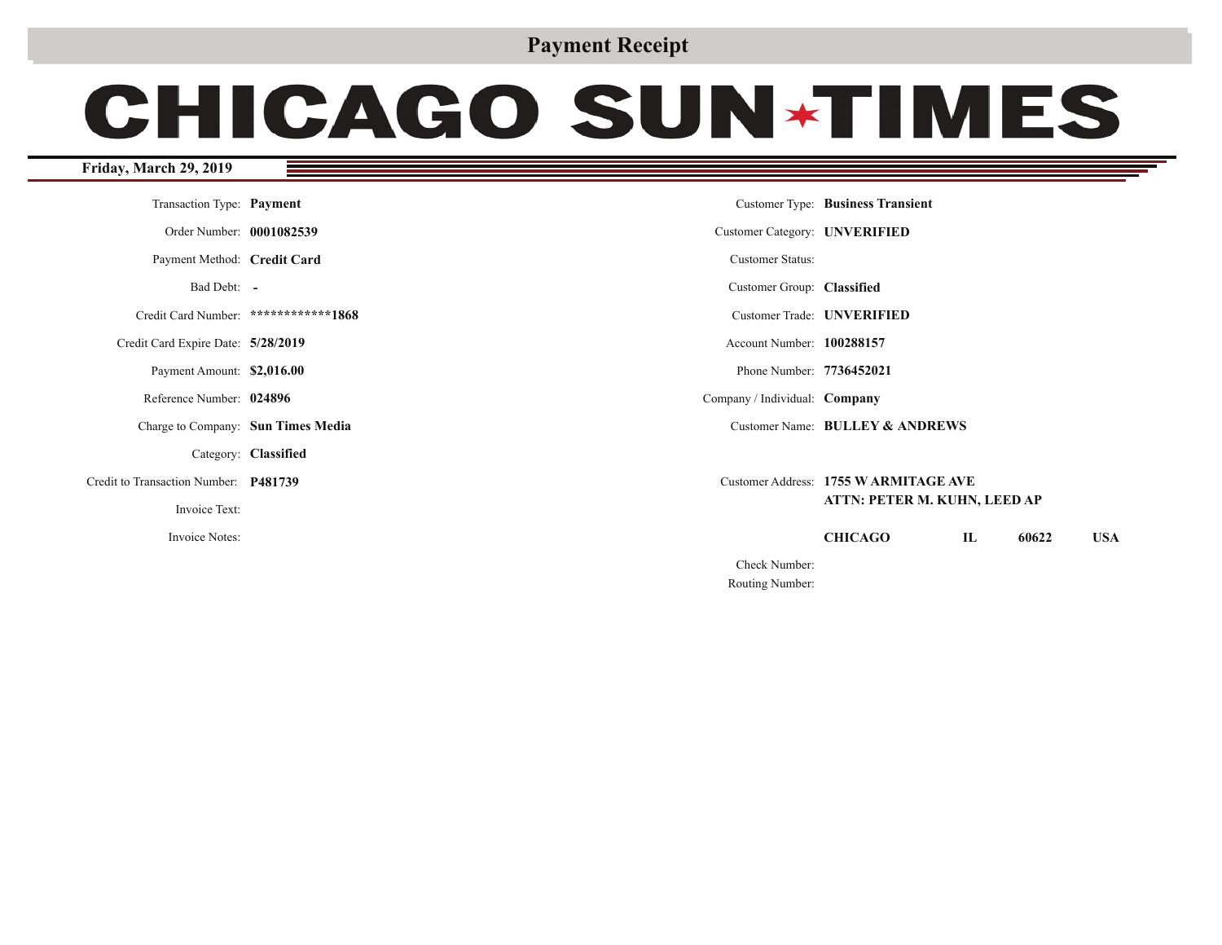# Payment Receipt

# CHICAGO SUN-TIMES

**Friday, March 29, 2019**

| | |
|---|---|
| Transaction Type: | **Payment** |
| Order Number: | **0001082539** |
| Payment Method: | **Credit Card** |
| Bad Debt: | **-** |
| Credit Card Number: | **************1868** |
| Credit Card Expire Date: | **5/28/2019** |
| Payment Amount: | **$2,016.00** |
| Reference Number: | **024896** |
| Charge to Company: | **Sun Times Media** |
| Category: | **Classified** |
| Credit to Transaction Number: | **P481739** |
| Invoice Text: | |
| Invoice Notes: | |

| | |
|---|---|
| Customer Type: | **Business Transient** |
| Customer Category: | **UNVERIFIED** |
| Customer Status: | |
| Customer Group: | **Classified** |
| Customer Trade: | **UNVERIFIED** |
| Account Number: | **100288157** |
| Phone Number: | **7736452021** |
| Company / Individual: | **Company** |
| Customer Name: | **BULLEY & ANDREWS** |
| Customer Address: | **1755 W ARMITAGE AVE**<br>**ATTN: PETER M. KUHN, LEED AP**<br>**CHICAGO IL 60622 USA** |
| Check Number: | |
| Routing Number: | |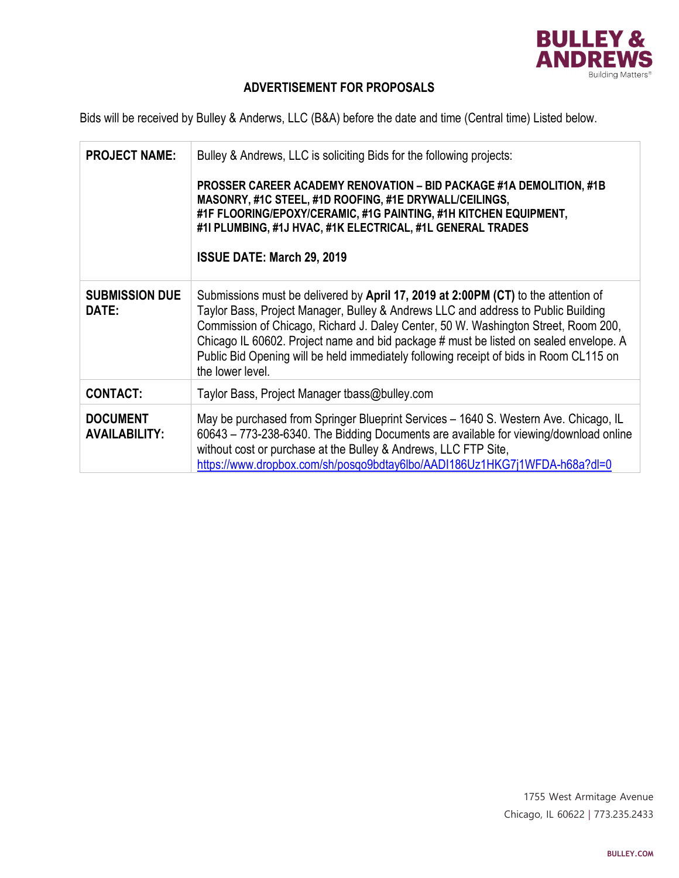BULLEY & ANDREWS
Building Matters®

# ADVERTISEMENT FOR PROPOSALS

Bids will be received by Bulley & Anderws, LLC (B&A) before the date and time (Central time) Listed below.

| | |
|---|---|
| **PROJECT NAME:** | Bulley & Andrews, LLC is soliciting Bids for the following projects:<br><br>**PROSSER CAREER ACADEMY RENOVATION – BID PACKAGE #1A DEMOLITION, #1B MASONRY, #1C STEEL, #1D ROOFING, #1E DRYWALL/CEILINGS, #1F FLOORING/EPOXY/CERAMIC, #1G PAINTING, #1H KITCHEN EQUIPMENT, #1I PLUMBING, #1J HVAC, #1K ELECTRICAL, #1L GENERAL TRADES**<br><br>**ISSUE DATE: March 29, 2019** |
| **SUBMISSION DUE DATE:** | Submissions must be delivered by **April 17, 2019 at 2:00PM (CT)** to the attention of Taylor Bass, Project Manager, Bulley & Andrews LLC and address to Public Building Commission of Chicago, Richard J. Daley Center, 50 W. Washington Street, Room 200, Chicago IL 60602. Project name and bid package # must be listed on sealed envelope. A Public Bid Opening will be held immediately following receipt of bids in Room CL115 on the lower level. |
| **CONTACT:** | Taylor Bass, Project Manager tbass@bulley.com |
| **DOCUMENT AVAILABILITY:** | May be purchased from Springer Blueprint Services – 1640 S. Western Ave. Chicago, IL 60643 – 773-238-6340. The Bidding Documents are available for viewing/download online without cost or purchase at the Bulley & Andrews, LLC FTP Site, https://www.dropbox.com/sh/posqo9bdtay6lbo/AADI186Uz1HKG7j1WFDA-h68a?dl=0 |

1755 West Armitage Avenue
Chicago, IL 60622 | 773.235.2433

BULLEY.COM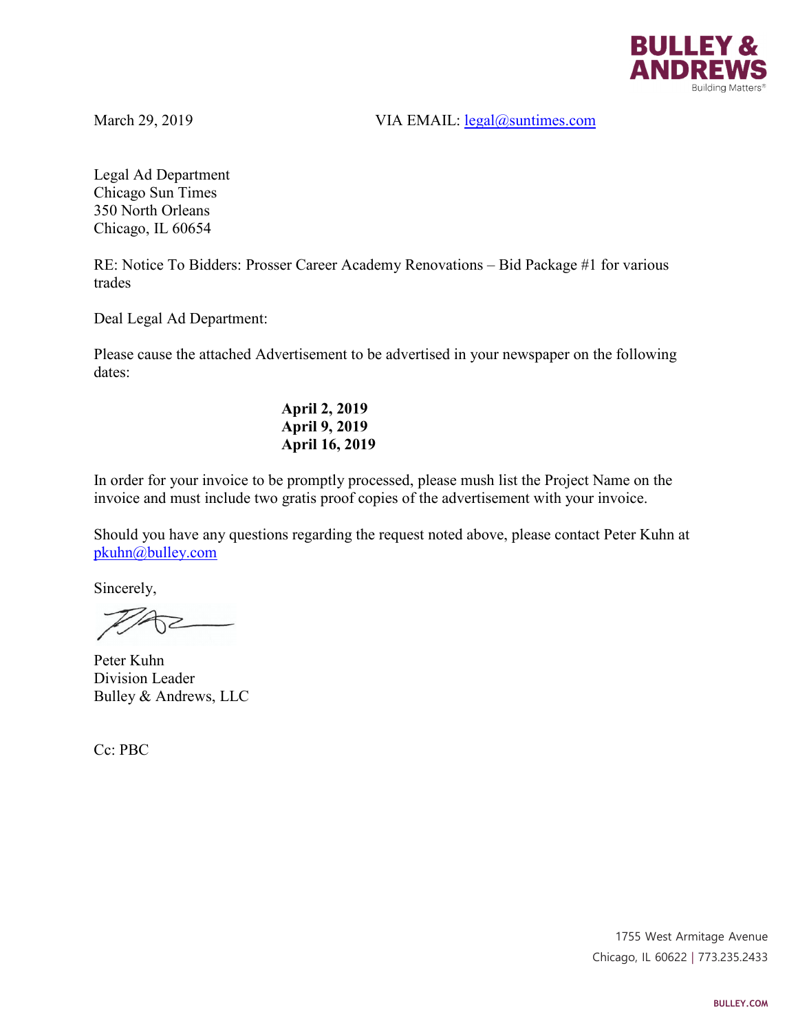BULLEY & ANDREWS
Building Matters®

March 29, 2019 VIA EMAIL: legal@suntimes.com

Legal Ad Department
Chicago Sun Times
350 North Orleans
Chicago, IL 60654

RE: Notice To Bidders: Prosser Career Academy Renovations – Bid Package #1 for various trades

Deal Legal Ad Department:

Please cause the attached Advertisement to be advertised in your newspaper on the following dates:

**April 2, 2019**
**April 9, 2019**
**April 16, 2019**

In order for your invoice to be promptly processed, please mush list the Project Name on the invoice and must include two gratis proof copies of the advertisement with your invoice.

Should you have any questions regarding the request noted above, please contact Peter Kuhn at pkuhn@bulley.com

Sincerely,

Peter Kuhn
Division Leader
Bulley & Andrews, LLC

Cc: PBC

1755 West Armitage Avenue
Chicago, IL 60622 | 773.235.2433

BULLEY.COM